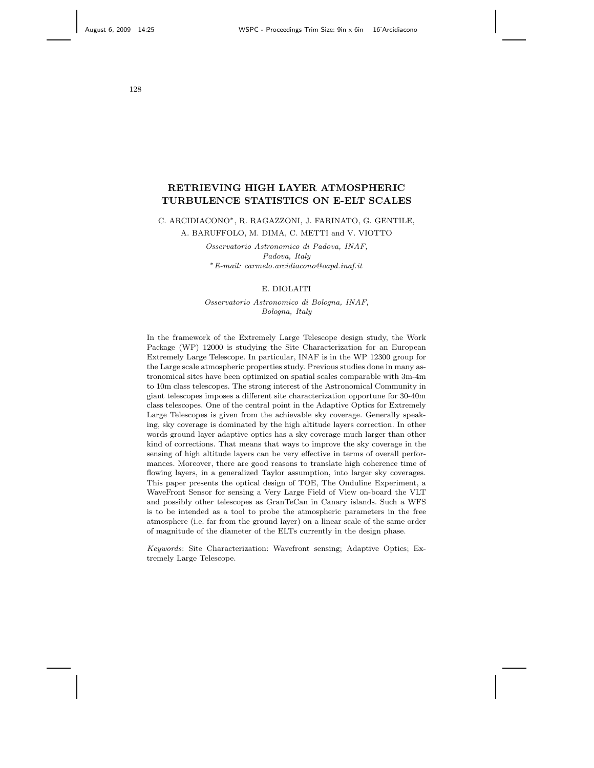# RETRIEVING HIGH LAYER ATMOSPHERIC TURBULENCE STATISTICS ON E-ELT SCALES

C. ARCIDIACONO*, R. RAGAZZONI, J. FARINATO, G. GENTILE, A. BARUFFOLO, M. DIMA, C. METTI and V. VIOTTO

*Osservatorio Astronomico di Padova, INAF, Padova, Italy*
*\*E-mail: carmelo.arcidiacono@oapd.inaf.it*

E. DIOLAITI

*Osservatorio Astronomico di Bologna, INAF, Bologna, Italy*

In the framework of the Extremely Large Telescope design study, the Work Package (WP) 12000 is studying the Site Characterization for an European Extremely Large Telescope. In particular, INAF is in the WP 12300 group for the Large scale atmospheric properties study. Previous studies done in many astronomical sites have been optimized on spatial scales comparable with 3m-4m to 10m class telescopes. The strong interest of the Astronomical Community in giant telescopes imposes a different site characterization opportune for 30-40m class telescopes. One of the central point in the Adaptive Optics for Extremely Large Telescopes is given from the achievable sky coverage. Generally speaking, sky coverage is dominated by the high altitude layers correction. In other words ground layer adaptive optics has a sky coverage much larger than other kind of corrections. That means that ways to improve the sky coverage in the sensing of high altitude layers can be very effective in terms of overall performances. Moreover, there are good reasons to translate high coherence time of flowing layers, in a generalized Taylor assumption, into larger sky coverages. This paper presents the optical design of TOE, The Onduline Experiment, a WaveFront Sensor for sensing a Very Large Field of View on-board the VLT and possibly other telescopes as GranTeCan in Canary islands. Such a WFS is to be intended as a tool to probe the atmospheric parameters in the free atmosphere (i.e. far from the ground layer) on a linear scale of the same order of magnitude of the diameter of the ELTs currently in the design phase.

*Keywords*: Site Characterization: Wavefront sensing; Adaptive Optics; Extremely Large Telescope.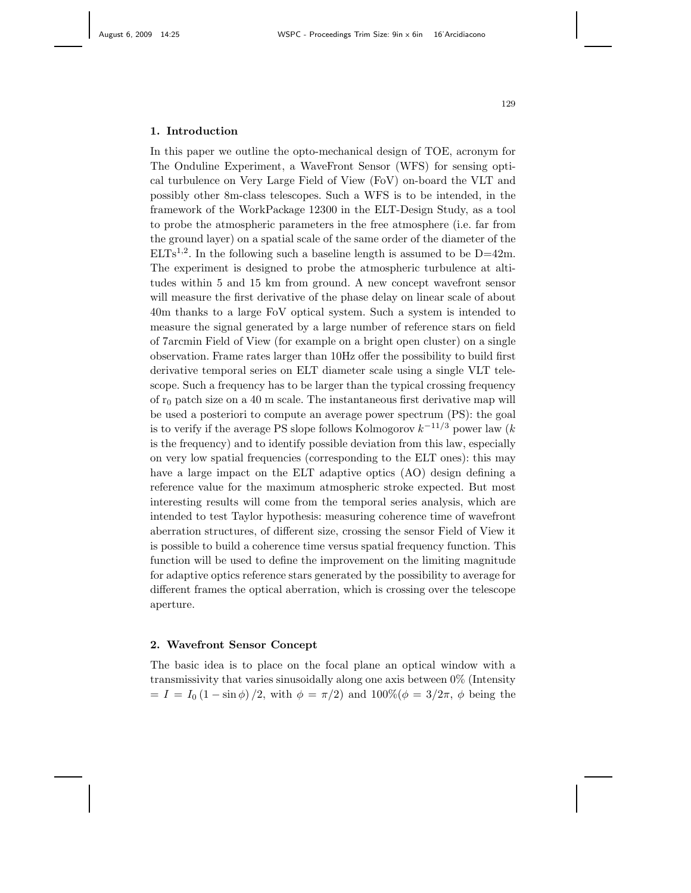## 1. Introduction

In this paper we outline the opto-mechanical design of TOE, acronym for The Onduline Experiment, a WaveFront Sensor (WFS) for sensing optical turbulence on Very Large Field of View (FoV) on-board the VLT and possibly other 8m-class telescopes. Such a WFS is to be intended, in the framework of the WorkPackage 12300 in the ELT-Design Study, as a tool to probe the atmospheric parameters in the free atmosphere (i.e. far from the ground layer) on a spatial scale of the same order of the diameter of the ELTs[1,2]. In the following such a baseline length is assumed to be D=42m. The experiment is designed to probe the atmospheric turbulence at altitudes within 5 and 15 km from ground. A new concept wavefront sensor will measure the first derivative of the phase delay on linear scale of about 40m thanks to a large FoV optical system. Such a system is intended to measure the signal generated by a large number of reference stars on field of 7arcmin Field of View (for example on a bright open cluster) on a single observation. Frame rates larger than 10Hz offer the possibility to build first derivative temporal series on ELT diameter scale using a single VLT telescope. Such a frequency has to be larger than the typical crossing frequency of $r_0$ patch size on a 40 m scale. The instantaneous first derivative map will be used a posteriori to compute an average power spectrum (PS): the goal is to verify if the average PS slope follows Kolmogorov $k^{-11/3}$ power law ($k$ is the frequency) and to identify possible deviation from this law, especially on very low spatial frequencies (corresponding to the ELT ones): this may have a large impact on the ELT adaptive optics (AO) design defining a reference value for the maximum atmospheric stroke expected. But most interesting results will come from the temporal series analysis, which are intended to test Taylor hypothesis: measuring coherence time of wavefront aberration structures, of different size, crossing the sensor Field of View it is possible to build a coherence time versus spatial frequency function. This function will be used to define the improvement on the limiting magnitude for adaptive optics reference stars generated by the possibility to average for different frames the optical aberration, which is crossing over the telescope aperture.

## 2. Wavefront Sensor Concept

The basic idea is to place on the focal plane an optical window with a transmissivity that varies sinusoidally along one axis between 0% (Intensity $= I = I_0\,(1 - \sin\phi)\,/2$, with $\phi = \pi/2$) and 100%($\phi = 3/2\pi$, $\phi$ being the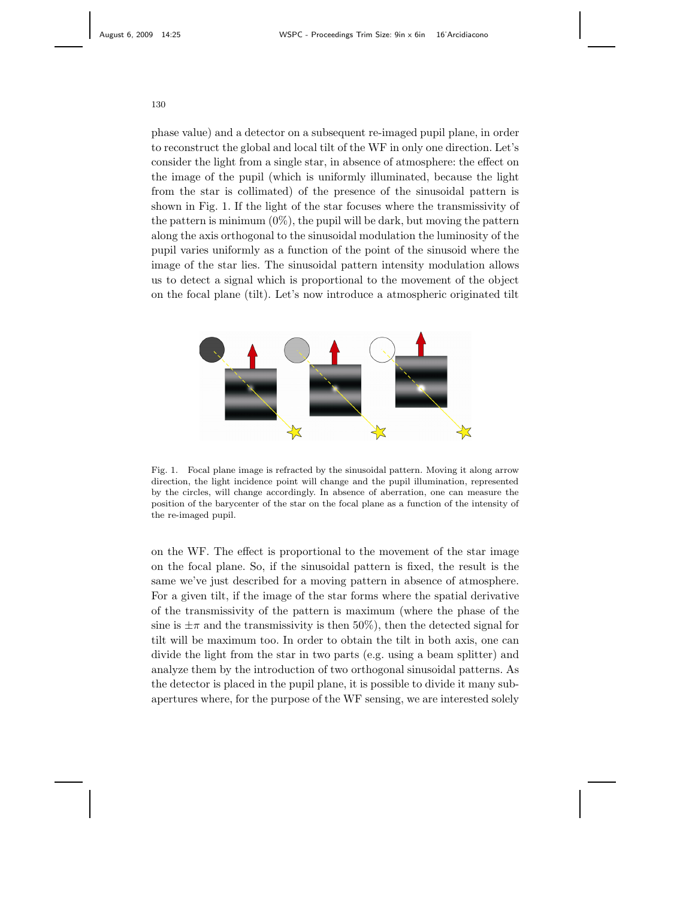phase value) and a detector on a subsequent re-imaged pupil plane, in order to reconstruct the global and local tilt of the WF in only one direction. Let's consider the light from a single star, in absence of atmosphere: the effect on the image of the pupil (which is uniformly illuminated, because the light from the star is collimated) of the presence of the sinusoidal pattern is shown in Fig. 1. If the light of the star focuses where the transmissivity of the pattern is minimum (0%), the pupil will be dark, but moving the pattern along the axis orthogonal to the sinusoidal modulation the luminosity of the pupil varies uniformly as a function of the point of the sinusoid where the image of the star lies. The sinusoidal pattern intensity modulation allows us to detect a signal which is proportional to the movement of the object on the focal plane (tilt). Let's now introduce a atmospheric originated tilt

Fig. 1. Focal plane image is refracted by the sinusoidal pattern. Moving it along arrow direction, the light incidence point will change and the pupil illumination, represented by the circles, will change accordingly. In absence of aberration, one can measure the position of the barycenter of the star on the focal plane as a function of the intensity of the re-imaged pupil.

on the WF. The effect is proportional to the movement of the star image on the focal plane. So, if the sinusoidal pattern is fixed, the result is the same we've just described for a moving pattern in absence of atmosphere. For a given tilt, if the image of the star forms where the spatial derivative of the transmissivity of the pattern is maximum (where the phase of the sine is $\pm\pi$ and the transmissivity is then 50%), then the detected signal for tilt will be maximum too. In order to obtain the tilt in both axis, one can divide the light from the star in two parts (e.g. using a beam splitter) and analyze them by the introduction of two orthogonal sinusoidal patterns. As the detector is placed in the pupil plane, it is possible to divide it many sub-apertures where, for the purpose of the WF sensing, we are interested solely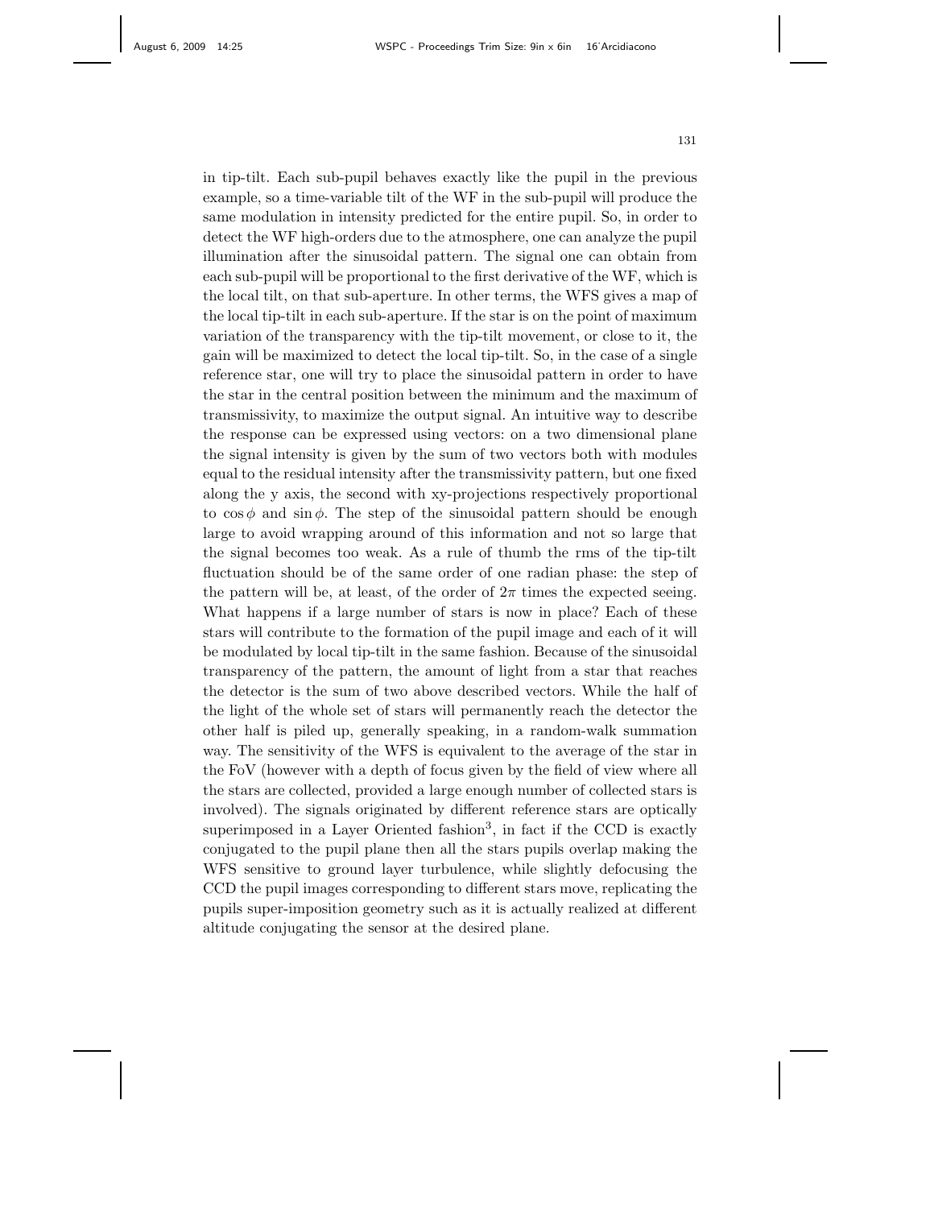in tip-tilt. Each sub-pupil behaves exactly like the pupil in the previous example, so a time-variable tilt of the WF in the sub-pupil will produce the same modulation in intensity predicted for the entire pupil. So, in order to detect the WF high-orders due to the atmosphere, one can analyze the pupil illumination after the sinusoidal pattern. The signal one can obtain from each sub-pupil will be proportional to the first derivative of the WF, which is the local tilt, on that sub-aperture. In other terms, the WFS gives a map of the local tip-tilt in each sub-aperture. If the star is on the point of maximum variation of the transparency with the tip-tilt movement, or close to it, the gain will be maximized to detect the local tip-tilt. So, in the case of a single reference star, one will try to place the sinusoidal pattern in order to have the star in the central position between the minimum and the maximum of transmissivity, to maximize the output signal. An intuitive way to describe the response can be expressed using vectors: on a two dimensional plane the signal intensity is given by the sum of two vectors both with modules equal to the residual intensity after the transmissivity pattern, but one fixed along the y axis, the second with xy-projections respectively proportional to $\cos\phi$ and $\sin\phi$. The step of the sinusoidal pattern should be enough large to avoid wrapping around of this information and not so large that the signal becomes too weak. As a rule of thumb the rms of the tip-tilt fluctuation should be of the same order of one radian phase: the step of the pattern will be, at least, of the order of $2\pi$ times the expected seeing. What happens if a large number of stars is now in place? Each of these stars will contribute to the formation of the pupil image and each of it will be modulated by local tip-tilt in the same fashion. Because of the sinusoidal transparency of the pattern, the amount of light from a star that reaches the detector is the sum of two above described vectors. While the half of the light of the whole set of stars will permanently reach the detector the other half is piled up, generally speaking, in a random-walk summation way. The sensitivity of the WFS is equivalent to the average of the star in the FoV (however with a depth of focus given by the field of view where all the stars are collected, provided a large enough number of collected stars is involved). The signals originated by different reference stars are optically superimposed in a Layer Oriented fashion[3], in fact if the CCD is exactly conjugated to the pupil plane then all the stars pupils overlap making the WFS sensitive to ground layer turbulence, while slightly defocusing the CCD the pupil images corresponding to different stars move, replicating the pupils super-imposition geometry such as it is actually realized at different altitude conjugating the sensor at the desired plane.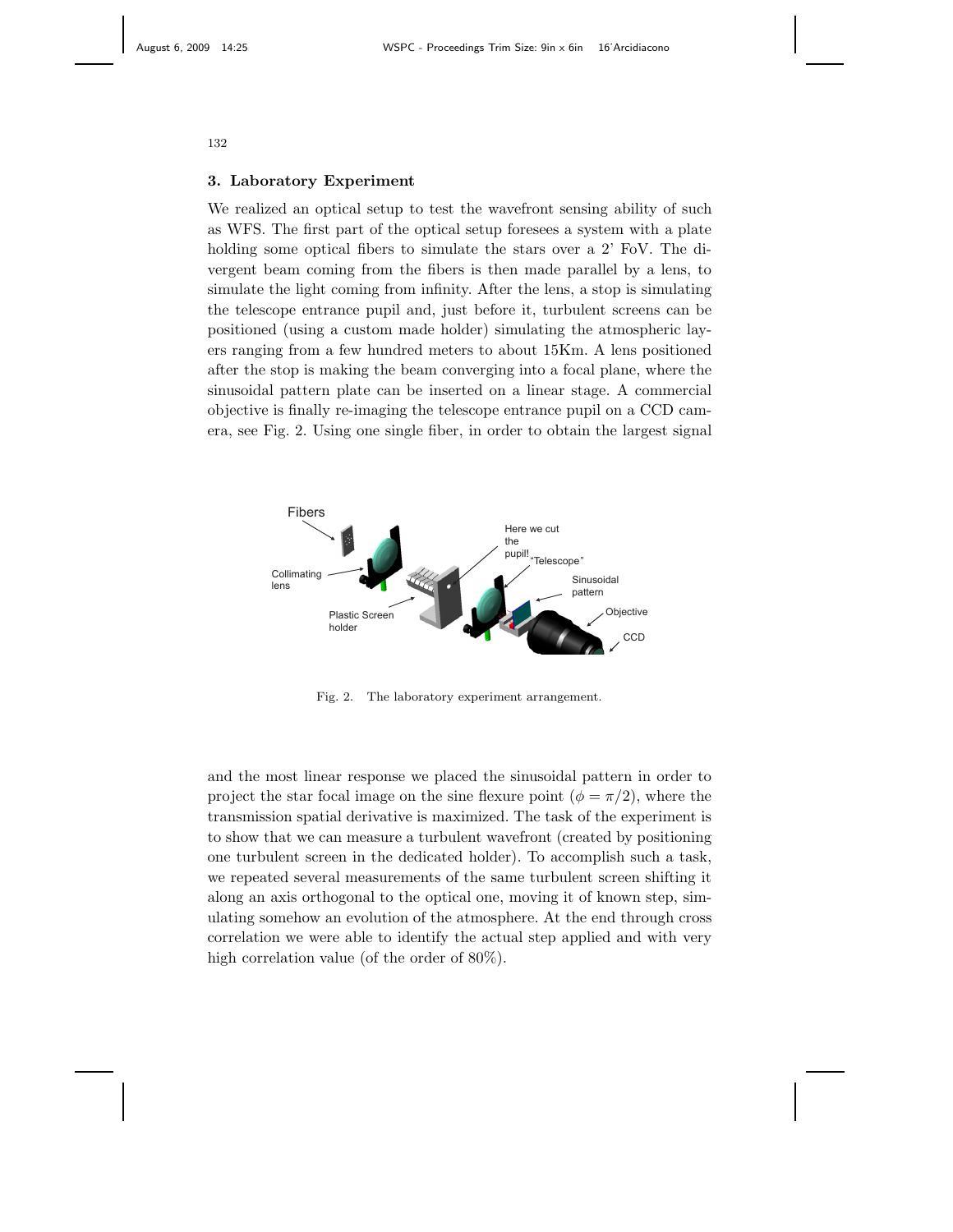## 3. Laboratory Experiment

We realized an optical setup to test the wavefront sensing ability of such as WFS. The first part of the optical setup foresees a system with a plate holding some optical fibers to simulate the stars over a 2' FoV. The divergent beam coming from the fibers is then made parallel by a lens, to simulate the light coming from infinity. After the lens, a stop is simulating the telescope entrance pupil and, just before it, turbulent screens can be positioned (using a custom made holder) simulating the atmospheric layers ranging from a few hundred meters to about 15Km. A lens positioned after the stop is making the beam converging into a focal plane, where the sinusoidal pattern plate can be inserted on a linear stage. A commercial objective is finally re-imaging the telescope entrance pupil on a CCD camera, see Fig. 2. Using one single fiber, in order to obtain the largest signal

Fig. 2. The laboratory experiment arrangement.

and the most linear response we placed the sinusoidal pattern in order to project the star focal image on the sine flexure point ($\phi = \pi/2$), where the transmission spatial derivative is maximized. The task of the experiment is to show that we can measure a turbulent wavefront (created by positioning one turbulent screen in the dedicated holder). To accomplish such a task, we repeated several measurements of the same turbulent screen shifting it along an axis orthogonal to the optical one, moving it of known step, simulating somehow an evolution of the atmosphere. At the end through cross correlation we were able to identify the actual step applied and with very high correlation value (of the order of 80%).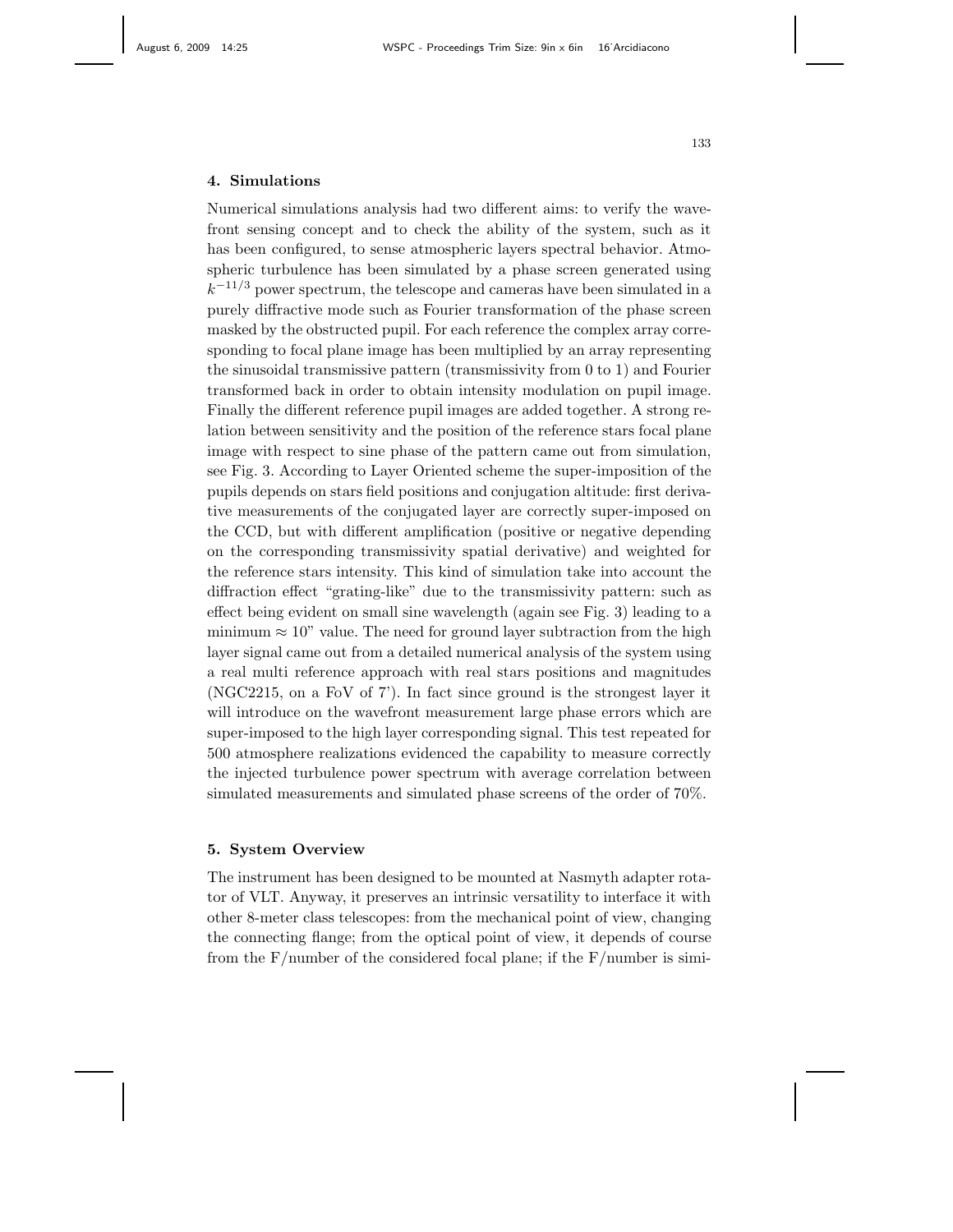## 4. Simulations

Numerical simulations analysis had two different aims: to verify the wavefront sensing concept and to check the ability of the system, such as it has been configured, to sense atmospheric layers spectral behavior. Atmospheric turbulence has been simulated by a phase screen generated using $k^{-11/3}$ power spectrum, the telescope and cameras have been simulated in a purely diffractive mode such as Fourier transformation of the phase screen masked by the obstructed pupil. For each reference the complex array corresponding to focal plane image has been multiplied by an array representing the sinusoidal transmissive pattern (transmissivity from 0 to 1) and Fourier transformed back in order to obtain intensity modulation on pupil image. Finally the different reference pupil images are added together. A strong relation between sensitivity and the position of the reference stars focal plane image with respect to sine phase of the pattern came out from simulation, see Fig. 3. According to Layer Oriented scheme the super-imposition of the pupils depends on stars field positions and conjugation altitude: first derivative measurements of the conjugated layer are correctly super-imposed on the CCD, but with different amplification (positive or negative depending on the corresponding transmissivity spatial derivative) and weighted for the reference stars intensity. This kind of simulation take into account the diffraction effect "grating-like" due to the transmissivity pattern: such as effect being evident on small sine wavelength (again see Fig. 3) leading to a minimum $\approx 10$" value. The need for ground layer subtraction from the high layer signal came out from a detailed numerical analysis of the system using a real multi reference approach with real stars positions and magnitudes (NGC2215, on a FoV of 7'). In fact since ground is the strongest layer it will introduce on the wavefront measurement large phase errors which are super-imposed to the high layer corresponding signal. This test repeated for 500 atmosphere realizations evidenced the capability to measure correctly the injected turbulence power spectrum with average correlation between simulated measurements and simulated phase screens of the order of 70%.

## 5. System Overview

The instrument has been designed to be mounted at Nasmyth adapter rotator of VLT. Anyway, it preserves an intrinsic versatility to interface it with other 8-meter class telescopes: from the mechanical point of view, changing the connecting flange; from the optical point of view, it depends of course from the F/number of the considered focal plane; if the F/number is simi-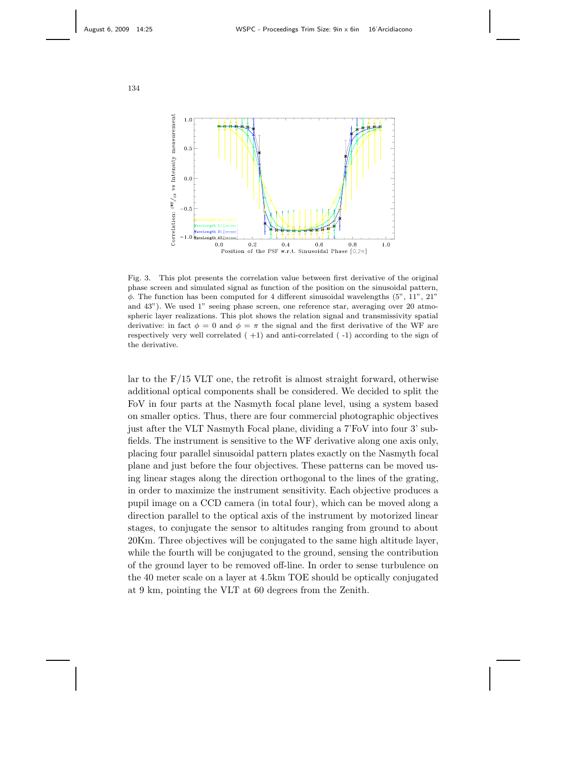Fig. 3. This plot presents the correlation value between first derivative of the original phase screen and simulated signal as function of the position on the sinusoidal pattern, $\phi$. The function has been computed for 4 different sinusoidal wavelengths (5", 11", 21" and 43"). We used 1" seeing phase screen, one reference star, averaging over 20 atmospheric layer realizations. This plot shows the relation signal and transmissivity spatial derivative: in fact $\phi = 0$ and $\phi = \pi$ the signal and the first derivative of the WF are respectively very well correlated ( +1) and anti-correlated ( -1) according to the sign of the derivative.

lar to the F/15 VLT one, the retrofit is almost straight forward, otherwise additional optical components shall be considered. We decided to split the FoV in four parts at the Nasmyth focal plane level, using a system based on smaller optics. Thus, there are four commercial photographic objectives just after the VLT Nasmyth Focal plane, dividing a 7'FoV into four 3' subfields. The instrument is sensitive to the WF derivative along one axis only, placing four parallel sinusoidal pattern plates exactly on the Nasmyth focal plane and just before the four objectives. These patterns can be moved using linear stages along the direction orthogonal to the lines of the grating, in order to maximize the instrument sensitivity. Each objective produces a pupil image on a CCD camera (in total four), which can be moved along a direction parallel to the optical axis of the instrument by motorized linear stages, to conjugate the sensor to altitudes ranging from ground to about 20Km. Three objectives will be conjugated to the same high altitude layer, while the fourth will be conjugated to the ground, sensing the contribution of the ground layer to be removed off-line. In order to sense turbulence on the 40 meter scale on a layer at 4.5km TOE should be optically conjugated at 9 km, pointing the VLT at 60 degrees from the Zenith.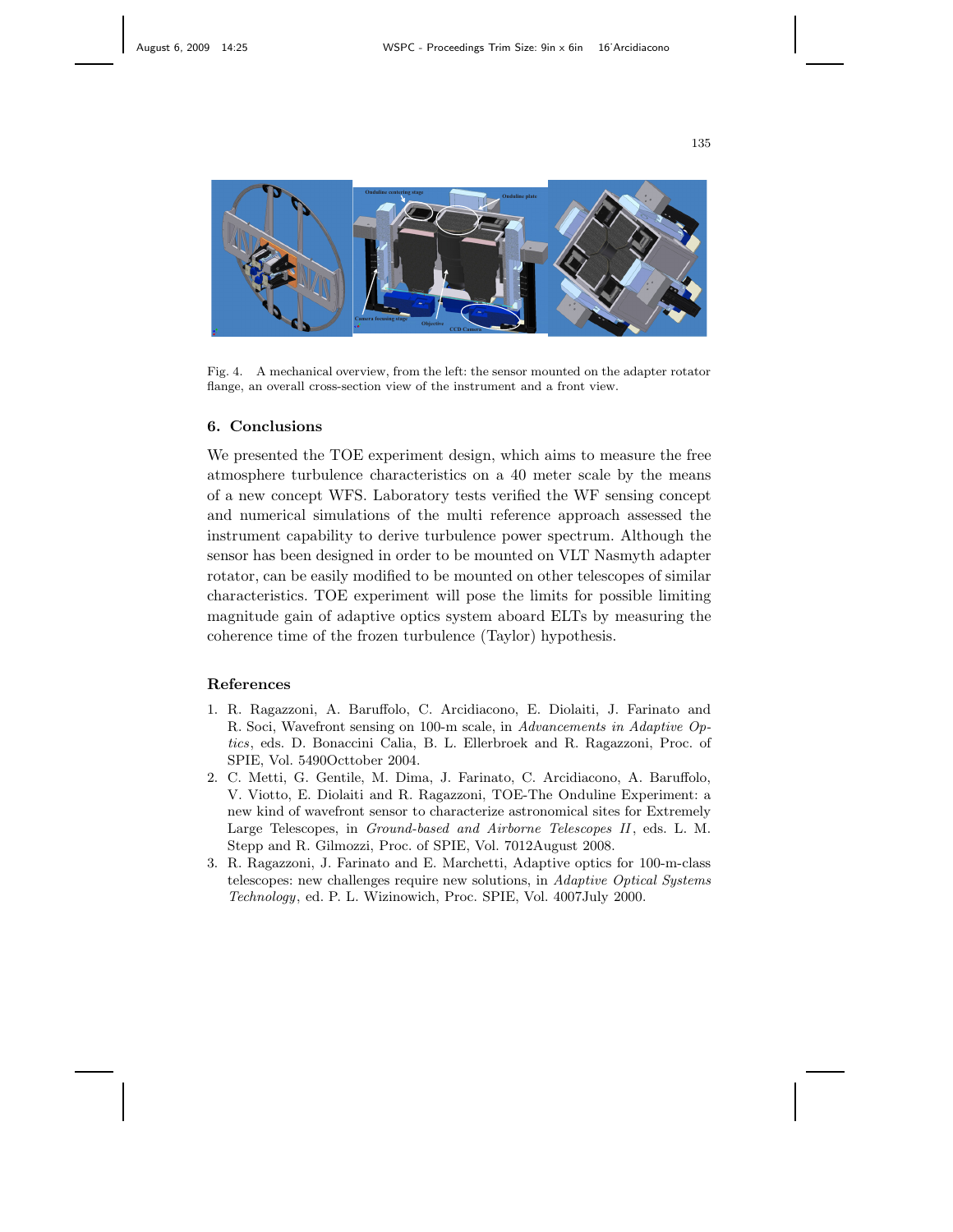Fig. 4. A mechanical overview, from the left: the sensor mounted on the adapter rotator flange, an overall cross-section view of the instrument and a front view.

## 6. Conclusions

We presented the TOE experiment design, which aims to measure the free atmosphere turbulence characteristics on a 40 meter scale by the means of a new concept WFS. Laboratory tests verified the WF sensing concept and numerical simulations of the multi reference approach assessed the instrument capability to derive turbulence power spectrum. Although the sensor has been designed in order to be mounted on VLT Nasmyth adapter rotator, can be easily modified to be mounted on other telescopes of similar characteristics. TOE experiment will pose the limits for possible limiting magnitude gain of adaptive optics system aboard ELTs by measuring the coherence time of the frozen turbulence (Taylor) hypothesis.

## References

1. R. Ragazzoni, A. Baruffolo, C. Arcidiacono, E. Diolaiti, J. Farinato and R. Soci, Wavefront sensing on 100-m scale, in *Advancements in Adaptive Optics*, eds. D. Bonaccini Calia, B. L. Ellerbroek and R. Ragazzoni, Proc. of SPIE, Vol. 5490Octtober 2004.
2. C. Metti, G. Gentile, M. Dima, J. Farinato, C. Arcidiacono, A. Baruffolo, V. Viotto, E. Diolaiti and R. Ragazzoni, TOE-The Onduline Experiment: a new kind of wavefront sensor to characterize astronomical sites for Extremely Large Telescopes, in *Ground-based and Airborne Telescopes II*, eds. L. M. Stepp and R. Gilmozzi, Proc. of SPIE, Vol. 7012August 2008.
3. R. Ragazzoni, J. Farinato and E. Marchetti, Adaptive optics for 100-m-class telescopes: new challenges require new solutions, in *Adaptive Optical Systems Technology*, ed. P. L. Wizinowich, Proc. SPIE, Vol. 4007July 2000.